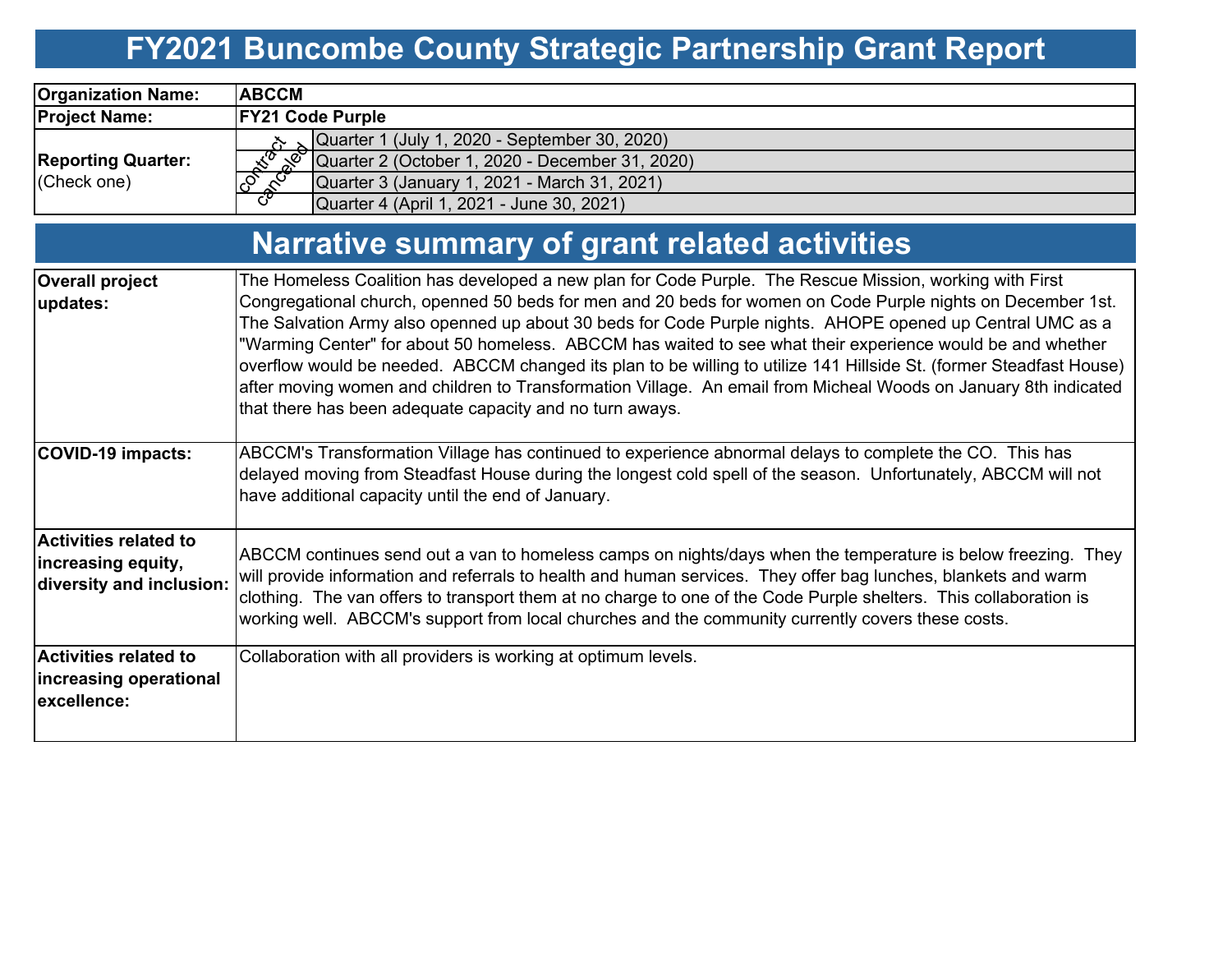# FY2021 Buncombe County Strategic Partnership Grant Report

| | | |
|---|---|---|
| **Organization Name:** | **ABCCM** | |
| **Project Name:** | **FY21 Code Purple** | |
| **Reporting Quarter:** (Check one) | contract canceled | Quarter 1 (July 1, 2020 - September 30, 2020) |
| | | Quarter 2 (October 1, 2020 - December 31, 2020) |
| | | Quarter 3 (January 1, 2021 - March 31, 2021) |
| | | Quarter 4 (April 1, 2021 - June 30, 2021) |

# Narrative summary of grant related activities

| | |
|---|---|
| **Overall project updates:** | The Homeless Coalition has developed a new plan for Code Purple. The Rescue Mission, working with First Congregational church, openned 50 beds for men and 20 beds for women on Code Purple nights on December 1st. The Salvation Army also openned up about 30 beds for Code Purple nights. AHOPE opened up Central UMC as a "Warming Center" for about 50 homeless. ABCCM has waited to see what their experience would be and whether overflow would be needed. ABCCM changed its plan to be willing to utilize 141 Hillside St. (former Steadfast House) after moving women and children to Transformation Village. An email from Micheal Woods on January 8th indicated that there has been adequate capacity and no turn aways. |
| **COVID-19 impacts:** | ABCCM's Transformation Village has continued to experience abnormal delays to complete the CO. This has delayed moving from Steadfast House during the longest cold spell of the season. Unfortunately, ABCCM will not have additional capacity until the end of January. |
| **Activities related to increasing equity, diversity and inclusion:** | ABCCM continues send out a van to homeless camps on nights/days when the temperature is below freezing. They will provide information and referrals to health and human services. They offer bag lunches, blankets and warm clothing. The van offers to transport them at no charge to one of the Code Purple shelters. This collaboration is working well. ABCCM's support from local churches and the community currently covers these costs. |
| **Activities related to increasing operational excellence:** | Collaboration with all providers is working at optimum levels. |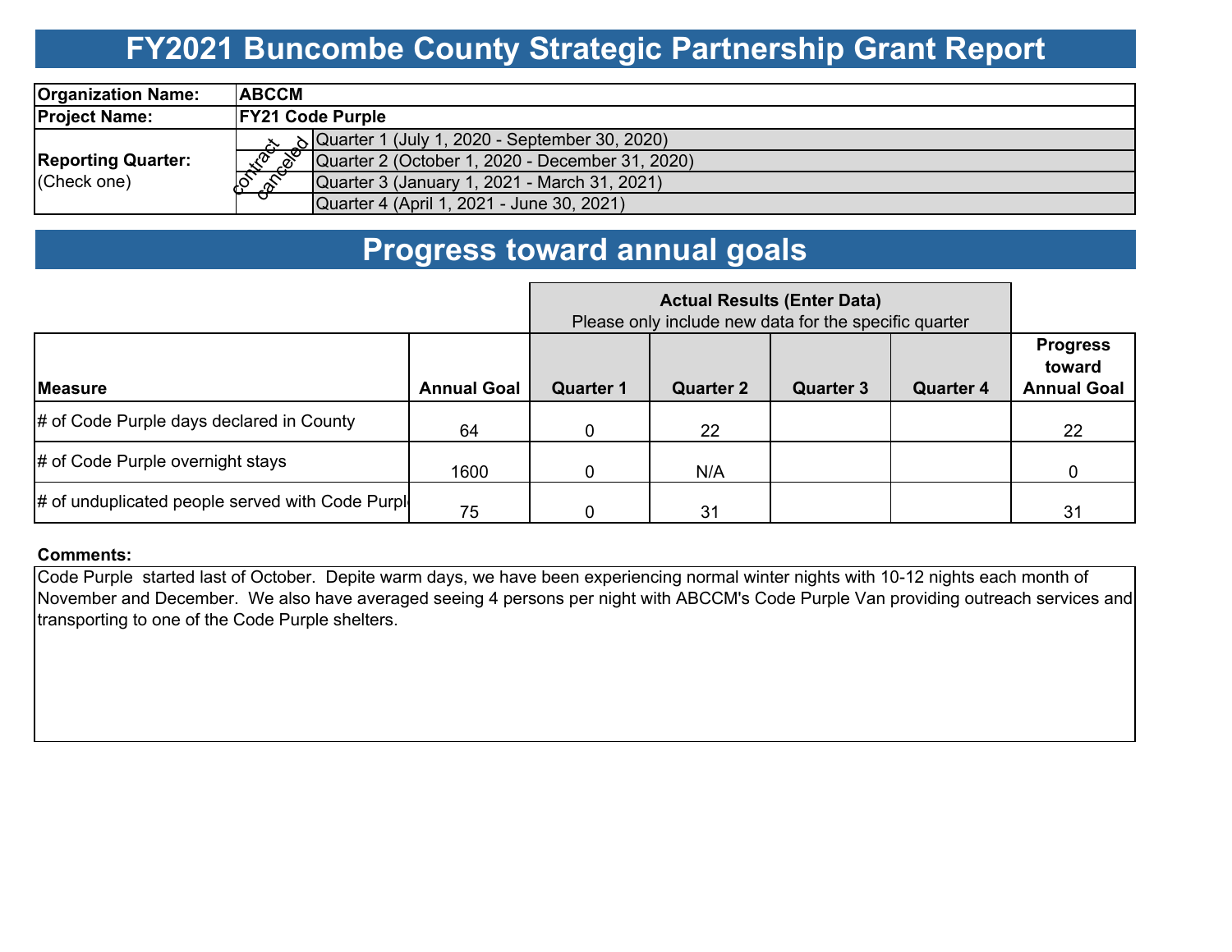# FY2021 Buncombe County Strategic Partnership Grant Report

| | |
|---|---|
| **Organization Name:** | **ABCCM** |
| **Project Name:** | **FY21 Code Purple** |

| **Reporting Quarter:** (Check one) | | |
|---|---|---|
| | contract canceled | Quarter 1 (July 1, 2020 - September 30, 2020) |
| | | Quarter 2 (October 1, 2020 - December 31, 2020) |
| | | Quarter 3 (January 1, 2021 - March 31, 2021) |
| | | Quarter 4 (April 1, 2021 - June 30, 2021) |

# Progress toward annual goals

| Measure | Annual Goal | Actual Results (Enter Data) Please only include new data for the specific quarter: Quarter 1 | Quarter 2 | Quarter 3 | Quarter 4 | Progress toward Annual Goal |
|---|---|---|---|---|---|---|
| # of Code Purple days declared in County | 64 | 0 | 22 | | | 22 |
| # of Code Purple overnight stays | 1600 | 0 | N/A | | | 0 |
| # of unduplicated people served with Code Purpl | 75 | 0 | 31 | | | 31 |

**Comments:**

Code Purple started last of October. Depite warm days, we have been experiencing normal winter nights with 10-12 nights each month of November and December. We also have averaged seeing 4 persons per night with ABCCM's Code Purple Van providing outreach services and transporting to one of the Code Purple shelters.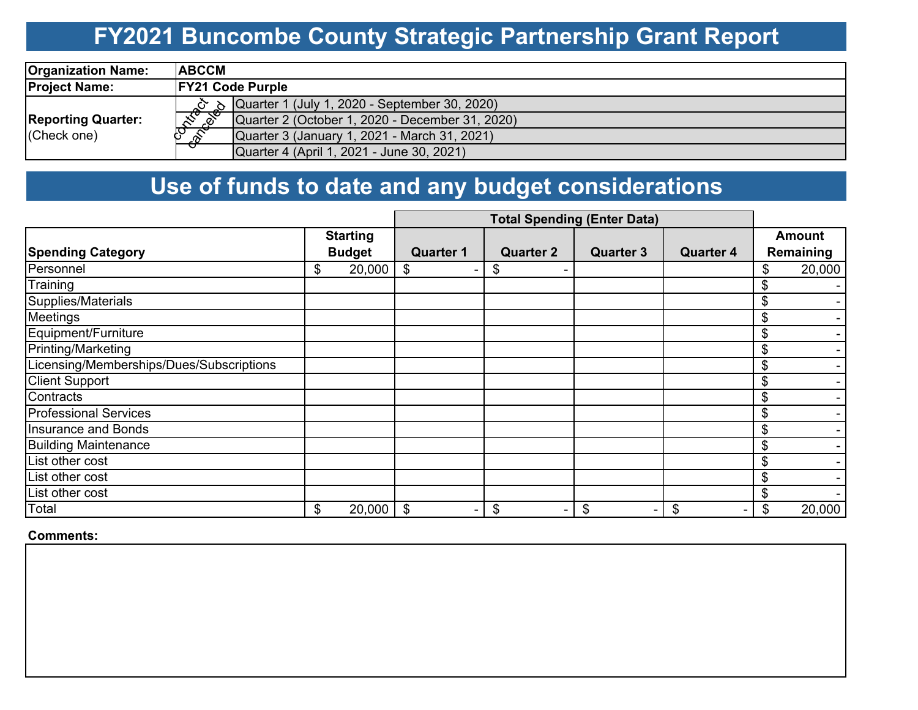# FY2021 Buncombe County Strategic Partnership Grant Report

| | | |
|---|---|---|
| **Organization Name:** | **ABCCM** | |
| **Project Name:** | **FY21 Code Purple** | |
| **Reporting Quarter:** (Check one) | contract canceled | Quarter 1 (July 1, 2020 - September 30, 2020) |
| | | Quarter 2 (October 1, 2020 - December 31, 2020) |
| | | Quarter 3 (January 1, 2021 - March 31, 2021) |
| | | Quarter 4 (April 1, 2021 - June 30, 2021) |

# Use of funds to date and any budget considerations

| | | Total Spending (Enter Data) | | | | |
|---|---|---|---|---|---|---|
| **Spending Category** | **Starting Budget** | **Quarter 1** | **Quarter 2** | **Quarter 3** | **Quarter 4** | **Amount Remaining** |
| Personnel | $ 20,000 | $ - | $ - | | | $ 20,000 |
| Training | | | | | | $ - |
| Supplies/Materials | | | | | | $ - |
| Meetings | | | | | | $ - |
| Equipment/Furniture | | | | | | $ - |
| Printing/Marketing | | | | | | $ - |
| Licensing/Memberships/Dues/Subscriptions | | | | | | $ - |
| Client Support | | | | | | $ - |
| Contracts | | | | | | $ - |
| Professional Services | | | | | | $ - |
| Insurance and Bonds | | | | | | $ - |
| Building Maintenance | | | | | | $ - |
| List other cost | | | | | | $ - |
| List other cost | | | | | | $ - |
| List other cost | | | | | | $ - |
| Total | $ 20,000 | $ - | $ - | $ - | $ - | $ 20,000 |

**Comments:**